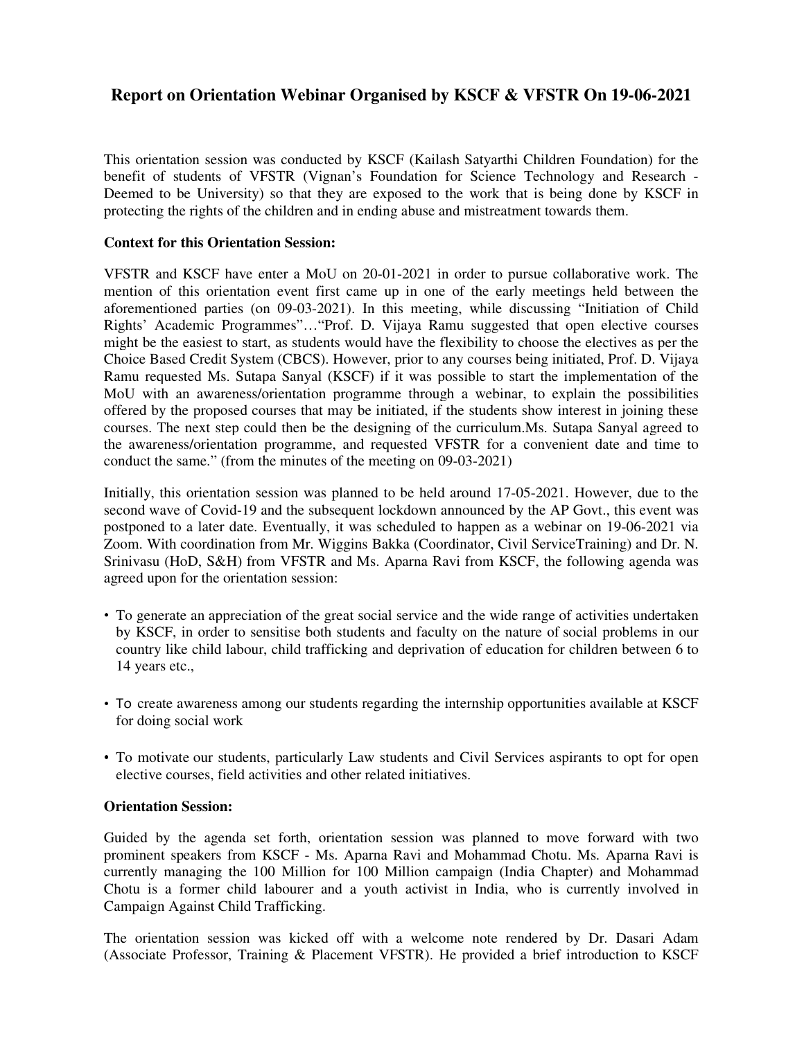# Report on Orientation Webinar Organised by KSCF & VFSTR On 19-06-2021

This orientation session was conducted by KSCF (Kailash Satyarthi Children Foundation) for the benefit of students of VFSTR (Vignan's Foundation for Science Technology and Research - Deemed to be University) so that they are exposed to the work that is being done by KSCF in protecting the rights of the children and in ending abuse and mistreatment towards them.

**Context for this Orientation Session:**

VFSTR and KSCF have enter a MoU on 20-01-2021 in order to pursue collaborative work. The mention of this orientation event first came up in one of the early meetings held between the aforementioned parties (on 09-03-2021). In this meeting, while discussing "Initiation of Child Rights' Academic Programmes"…"Prof. D. Vijaya Ramu suggested that open elective courses might be the easiest to start, as students would have the flexibility to choose the electives as per the Choice Based Credit System (CBCS). However, prior to any courses being initiated, Prof. D. Vijaya Ramu requested Ms. Sutapa Sanyal (KSCF) if it was possible to start the implementation of the MoU with an awareness/orientation programme through a webinar, to explain the possibilities offered by the proposed courses that may be initiated, if the students show interest in joining these courses. The next step could then be the designing of the curriculum.Ms. Sutapa Sanyal agreed to the awareness/orientation programme, and requested VFSTR for a convenient date and time to conduct the same." (from the minutes of the meeting on 09-03-2021)

Initially, this orientation session was planned to be held around 17-05-2021. However, due to the second wave of Covid-19 and the subsequent lockdown announced by the AP Govt., this event was postponed to a later date. Eventually, it was scheduled to happen as a webinar on 19-06-2021 via Zoom. With coordination from Mr. Wiggins Bakka (Coordinator, Civil ServiceTraining) and Dr. N. Srinivasu (HoD, S&H) from VFSTR and Ms. Aparna Ravi from KSCF, the following agenda was agreed upon for the orientation session:

- To generate an appreciation of the great social service and the wide range of activities undertaken by KSCF, in order to sensitise both students and faculty on the nature of social problems in our country like child labour, child trafficking and deprivation of education for children between 6 to 14 years etc.,
- To create awareness among our students regarding the internship opportunities available at KSCF for doing social work
- To motivate our students, particularly Law students and Civil Services aspirants to opt for open elective courses, field activities and other related initiatives.

**Orientation Session:**

Guided by the agenda set forth, orientation session was planned to move forward with two prominent speakers from KSCF - Ms. Aparna Ravi and Mohammad Chotu. Ms. Aparna Ravi is currently managing the 100 Million for 100 Million campaign (India Chapter) and Mohammad Chotu is a former child labourer and a youth activist in India, who is currently involved in Campaign Against Child Trafficking.

The orientation session was kicked off with a welcome note rendered by Dr. Dasari Adam (Associate Professor, Training & Placement VFSTR). He provided a brief introduction to KSCF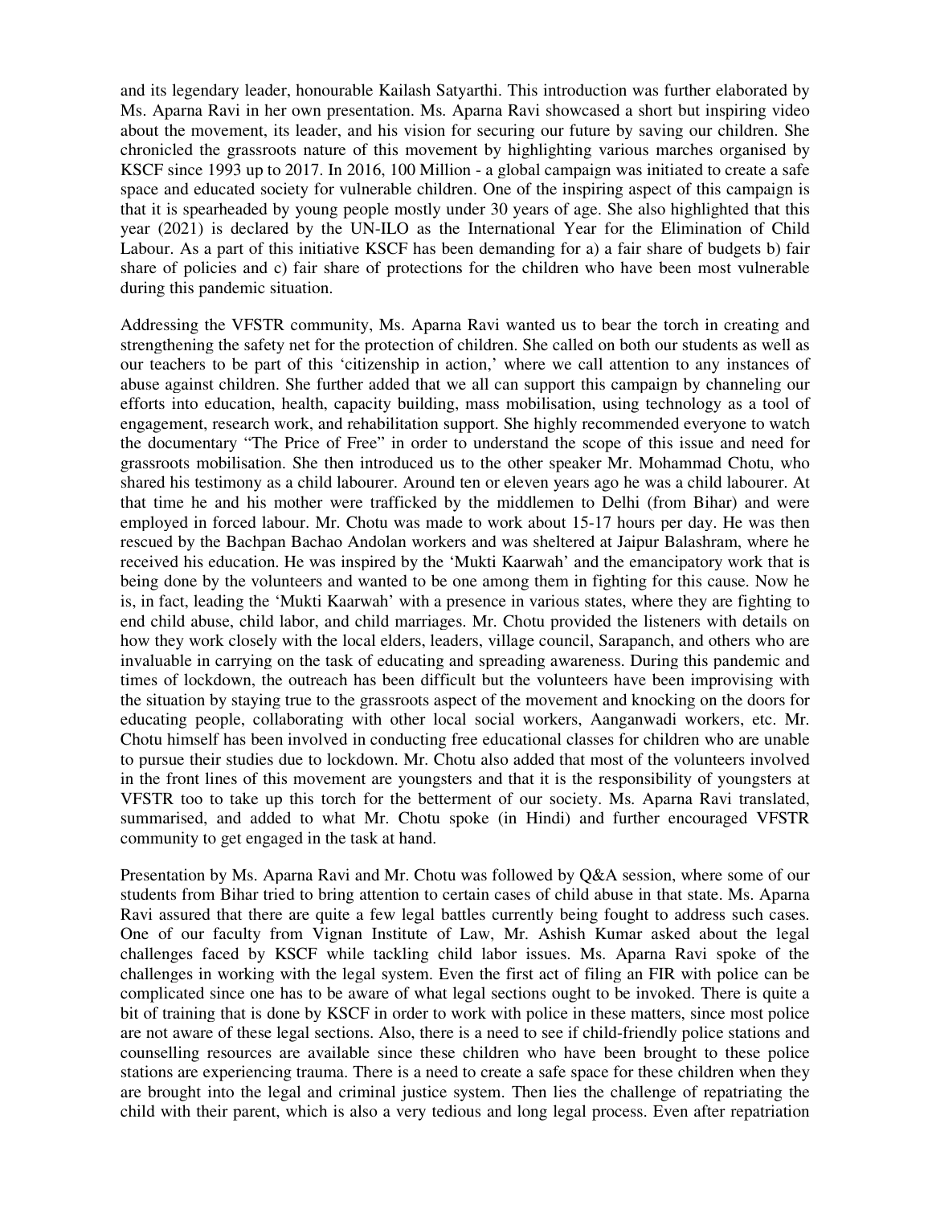and its legendary leader, honourable Kailash Satyarthi. This introduction was further elaborated by Ms. Aparna Ravi in her own presentation. Ms. Aparna Ravi showcased a short but inspiring video about the movement, its leader, and his vision for securing our future by saving our children. She chronicled the grassroots nature of this movement by highlighting various marches organised by KSCF since 1993 up to 2017. In 2016, 100 Million - a global campaign was initiated to create a safe space and educated society for vulnerable children. One of the inspiring aspect of this campaign is that it is spearheaded by young people mostly under 30 years of age. She also highlighted that this year (2021) is declared by the UN-ILO as the International Year for the Elimination of Child Labour. As a part of this initiative KSCF has been demanding for a) a fair share of budgets b) fair share of policies and c) fair share of protections for the children who have been most vulnerable during this pandemic situation.

Addressing the VFSTR community, Ms. Aparna Ravi wanted us to bear the torch in creating and strengthening the safety net for the protection of children. She called on both our students as well as our teachers to be part of this 'citizenship in action,' where we call attention to any instances of abuse against children. She further added that we all can support this campaign by channeling our efforts into education, health, capacity building, mass mobilisation, using technology as a tool of engagement, research work, and rehabilitation support. She highly recommended everyone to watch the documentary "The Price of Free" in order to understand the scope of this issue and need for grassroots mobilisation. She then introduced us to the other speaker Mr. Mohammad Chotu, who shared his testimony as a child labourer. Around ten or eleven years ago he was a child labourer. At that time he and his mother were trafficked by the middlemen to Delhi (from Bihar) and were employed in forced labour. Mr. Chotu was made to work about 15-17 hours per day. He was then rescued by the Bachpan Bachao Andolan workers and was sheltered at Jaipur Balashram, where he received his education. He was inspired by the 'Mukti Kaarwah' and the emancipatory work that is being done by the volunteers and wanted to be one among them in fighting for this cause. Now he is, in fact, leading the 'Mukti Kaarwah' with a presence in various states, where they are fighting to end child abuse, child labor, and child marriages. Mr. Chotu provided the listeners with details on how they work closely with the local elders, leaders, village council, Sarapanch, and others who are invaluable in carrying on the task of educating and spreading awareness. During this pandemic and times of lockdown, the outreach has been difficult but the volunteers have been improvising with the situation by staying true to the grassroots aspect of the movement and knocking on the doors for educating people, collaborating with other local social workers, Aanganwadi workers, etc. Mr. Chotu himself has been involved in conducting free educational classes for children who are unable to pursue their studies due to lockdown. Mr. Chotu also added that most of the volunteers involved in the front lines of this movement are youngsters and that it is the responsibility of youngsters at VFSTR too to take up this torch for the betterment of our society. Ms. Aparna Ravi translated, summarised, and added to what Mr. Chotu spoke (in Hindi) and further encouraged VFSTR community to get engaged in the task at hand.

Presentation by Ms. Aparna Ravi and Mr. Chotu was followed by Q&A session, where some of our students from Bihar tried to bring attention to certain cases of child abuse in that state. Ms. Aparna Ravi assured that there are quite a few legal battles currently being fought to address such cases. One of our faculty from Vignan Institute of Law, Mr. Ashish Kumar asked about the legal challenges faced by KSCF while tackling child labor issues. Ms. Aparna Ravi spoke of the challenges in working with the legal system. Even the first act of filing an FIR with police can be complicated since one has to be aware of what legal sections ought to be invoked. There is quite a bit of training that is done by KSCF in order to work with police in these matters, since most police are not aware of these legal sections. Also, there is a need to see if child-friendly police stations and counselling resources are available since these children who have been brought to these police stations are experiencing trauma. There is a need to create a safe space for these children when they are brought into the legal and criminal justice system. Then lies the challenge of repatriating the child with their parent, which is also a very tedious and long legal process. Even after repatriation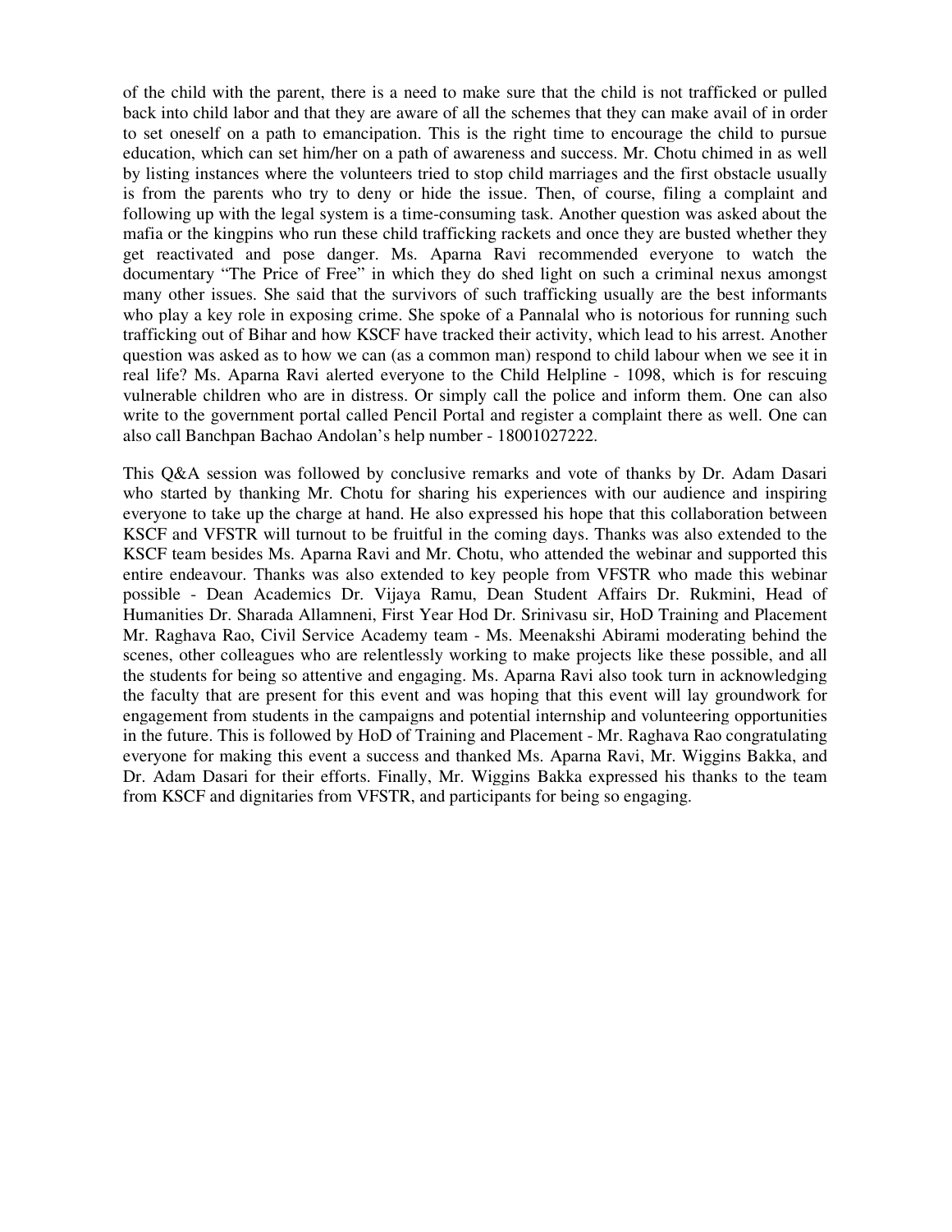of the child with the parent, there is a need to make sure that the child is not trafficked or pulled back into child labor and that they are aware of all the schemes that they can make avail of in order to set oneself on a path to emancipation. This is the right time to encourage the child to pursue education, which can set him/her on a path of awareness and success. Mr. Chotu chimed in as well by listing instances where the volunteers tried to stop child marriages and the first obstacle usually is from the parents who try to deny or hide the issue. Then, of course, filing a complaint and following up with the legal system is a time-consuming task. Another question was asked about the mafia or the kingpins who run these child trafficking rackets and once they are busted whether they get reactivated and pose danger. Ms. Aparna Ravi recommended everyone to watch the documentary "The Price of Free" in which they do shed light on such a criminal nexus amongst many other issues. She said that the survivors of such trafficking usually are the best informants who play a key role in exposing crime. She spoke of a Pannalal who is notorious for running such trafficking out of Bihar and how KSCF have tracked their activity, which lead to his arrest. Another question was asked as to how we can (as a common man) respond to child labour when we see it in real life? Ms. Aparna Ravi alerted everyone to the Child Helpline - 1098, which is for rescuing vulnerable children who are in distress. Or simply call the police and inform them. One can also write to the government portal called Pencil Portal and register a complaint there as well. One can also call Banchpan Bachao Andolan's help number - 18001027222.

This Q&A session was followed by conclusive remarks and vote of thanks by Dr. Adam Dasari who started by thanking Mr. Chotu for sharing his experiences with our audience and inspiring everyone to take up the charge at hand. He also expressed his hope that this collaboration between KSCF and VFSTR will turnout to be fruitful in the coming days. Thanks was also extended to the KSCF team besides Ms. Aparna Ravi and Mr. Chotu, who attended the webinar and supported this entire endeavour. Thanks was also extended to key people from VFSTR who made this webinar possible - Dean Academics Dr. Vijaya Ramu, Dean Student Affairs Dr. Rukmini, Head of Humanities Dr. Sharada Allamneni, First Year Hod Dr. Srinivasu sir, HoD Training and Placement Mr. Raghava Rao, Civil Service Academy team - Ms. Meenakshi Abirami moderating behind the scenes, other colleagues who are relentlessly working to make projects like these possible, and all the students for being so attentive and engaging. Ms. Aparna Ravi also took turn in acknowledging the faculty that are present for this event and was hoping that this event will lay groundwork for engagement from students in the campaigns and potential internship and volunteering opportunities in the future. This is followed by HoD of Training and Placement - Mr. Raghava Rao congratulating everyone for making this event a success and thanked Ms. Aparna Ravi, Mr. Wiggins Bakka, and Dr. Adam Dasari for their efforts. Finally, Mr. Wiggins Bakka expressed his thanks to the team from KSCF and dignitaries from VFSTR, and participants for being so engaging.